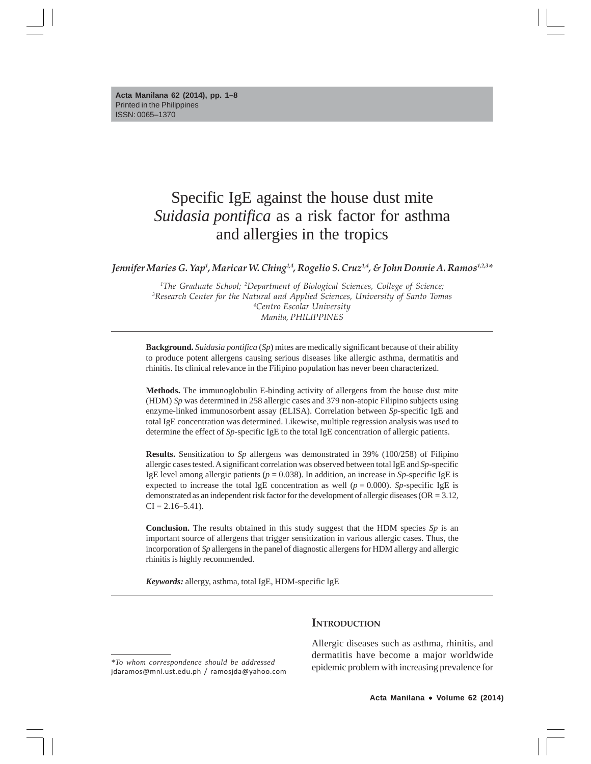# Specific IgE against the house dust mite *Suidasia pontifica* as a risk factor for asthma and allergies in the tropics

***Jennifer Maries G. Yap[1], Maricar W. Ching[1,4], Rogelio S. Cruz[1,4], & John Donnie A. Ramos[1,2,3]\****

*[1]The Graduate School; [2]Department of Biological Sciences, College of Science;*
*[3]Research Center for the Natural and Applied Sciences, University of Santo Tomas*
*[4]Centro Escolar University*
*Manila, PHILIPPINES*

---

**Background.** *Suidasia pontifica* (*Sp*) mites are medically significant because of their ability to produce potent allergens causing serious diseases like allergic asthma, dermatitis and rhinitis. Its clinical relevance in the Filipino population has never been characterized.

**Methods.** The immunoglobulin E-binding activity of allergens from the house dust mite (HDM) *Sp* was determined in 258 allergic cases and 379 non-atopic Filipino subjects using enzyme-linked immunosorbent assay (ELISA). Correlation between *Sp*-specific IgE and total IgE concentration was determined. Likewise, multiple regression analysis was used to determine the effect of *Sp*-specific IgE to the total IgE concentration of allergic patients.

**Results.** Sensitization to *Sp* allergens was demonstrated in 39% (100/258) of Filipino allergic cases tested. A significant correlation was observed between total IgE and *Sp*-specific IgE level among allergic patients ($p = 0.038$). In addition, an increase in *Sp*-specific IgE is expected to increase the total IgE concentration as well ($p = 0.000$). *Sp*-specific IgE is demonstrated as an independent risk factor for the development of allergic diseases (OR = 3.12, CI = 2.16–5.41).

**Conclusion.** The results obtained in this study suggest that the HDM species *Sp* is an important source of allergens that trigger sensitization in various allergic cases. Thus, the incorporation of *Sp* allergens in the panel of diagnostic allergens for HDM allergy and allergic rhinitis is highly recommended.

***Keywords:*** allergy, asthma, total IgE, HDM-specific IgE

---

## Introduction

Allergic diseases such as asthma, rhinitis, and dermatitis have become a major worldwide epidemic problem with increasing prevalence for

---

*\*To whom correspondence should be addressed*
jdaramos@mnl.ust.edu.ph / ramosjda@yahoo.com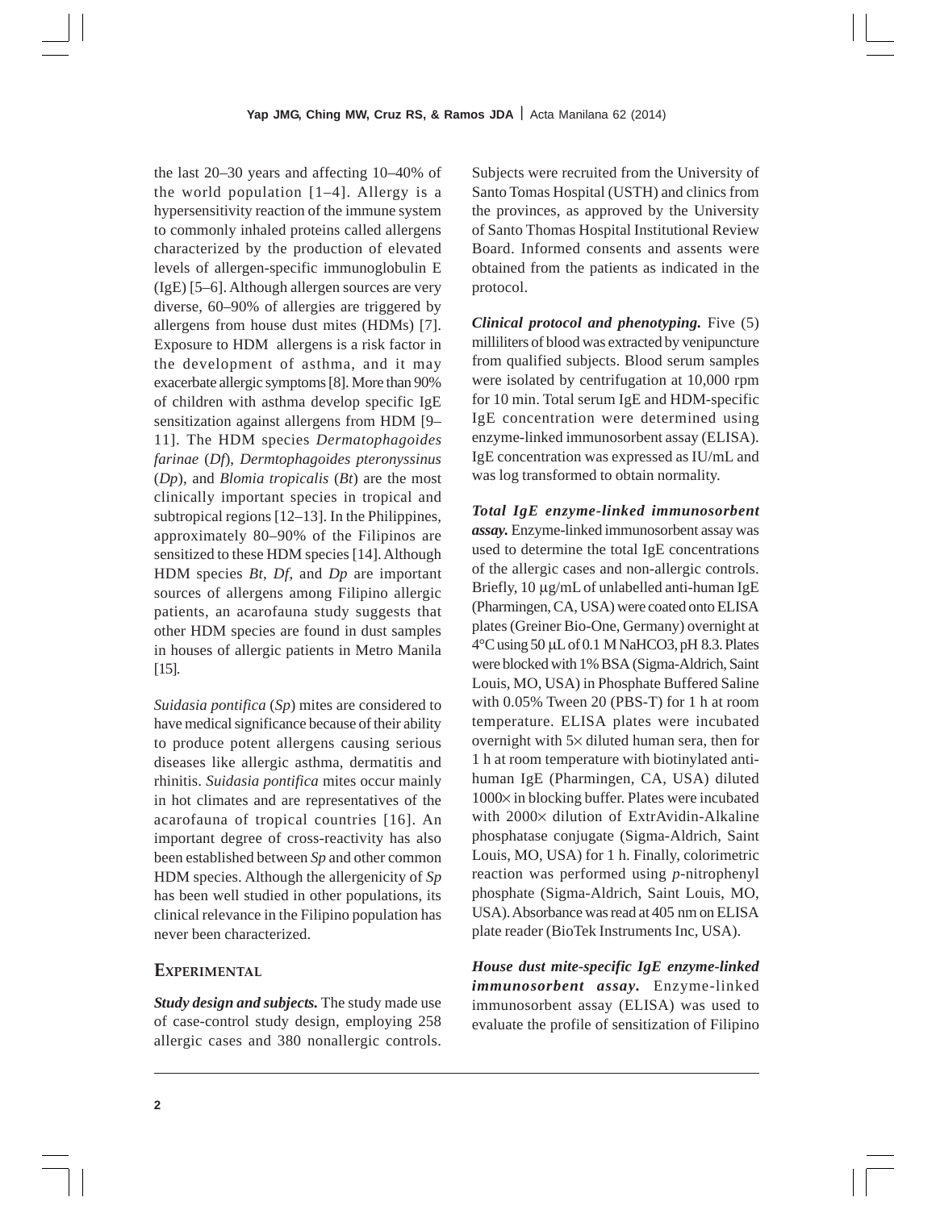the last 20–30 years and affecting 10–40% of the world population [1–4]. Allergy is a hypersensitivity reaction of the immune system to commonly inhaled proteins called allergens characterized by the production of elevated levels of allergen-specific immunoglobulin E (IgE) [5–6]. Although allergen sources are very diverse, 60–90% of allergies are triggered by allergens from house dust mites (HDMs) [7]. Exposure to HDM allergens is a risk factor in the development of asthma, and it may exacerbate allergic symptoms [8]. More than 90% of children with asthma develop specific IgE sensitization against allergens from HDM [9–11]. The HDM species *Dermatophagoides farinae* (*Df*), *Dermtophagoides pteronyssinus* (*Dp*), and *Blomia tropicalis* (*Bt*) are the most clinically important species in tropical and subtropical regions [12–13]. In the Philippines, approximately 80–90% of the Filipinos are sensitized to these HDM species [14]. Although HDM species *Bt*, *Df*, and *Dp* are important sources of allergens among Filipino allergic patients, an acarofauna study suggests that other HDM species are found in dust samples in houses of allergic patients in Metro Manila [15].

*Suidasia pontifica* (*Sp*) mites are considered to have medical significance because of their ability to produce potent allergens causing serious diseases like allergic asthma, dermatitis and rhinitis. *Suidasia pontifica* mites occur mainly in hot climates and are representatives of the acarofauna of tropical countries [16]. An important degree of cross-reactivity has also been established between *Sp* and other common HDM species. Although the allergenicity of *Sp* has been well studied in other populations, its clinical relevance in the Filipino population has never been characterized.

## EXPERIMENTAL

***Study design and subjects.*** The study made use of case-control study design, employing 258 allergic cases and 380 nonallergic controls. Subjects were recruited from the University of Santo Tomas Hospital (USTH) and clinics from the provinces, as approved by the University of Santo Thomas Hospital Institutional Review Board. Informed consents and assents were obtained from the patients as indicated in the protocol.

***Clinical protocol and phenotyping.*** Five (5) milliliters of blood was extracted by venipuncture from qualified subjects. Blood serum samples were isolated by centrifugation at 10,000 rpm for 10 min. Total serum IgE and HDM-specific IgE concentration were determined using enzyme-linked immunosorbent assay (ELISA). IgE concentration was expressed as IU/mL and was log transformed to obtain normality.

***Total IgE enzyme-linked immunosorbent assay.*** Enzyme-linked immunosorbent assay was used to determine the total IgE concentrations of the allergic cases and non-allergic controls. Briefly, 10 μg/mL of unlabelled anti-human IgE (Pharmingen, CA, USA) were coated onto ELISA plates (Greiner Bio-One, Germany) overnight at 4°C using 50 μL of 0.1 M NaHCO3, pH 8.3. Plates were blocked with 1% BSA (Sigma-Aldrich, Saint Louis, MO, USA) in Phosphate Buffered Saline with 0.05% Tween 20 (PBS-T) for 1 h at room temperature. ELISA plates were incubated overnight with 5× diluted human sera, then for 1 h at room temperature with biotinylated anti-human IgE (Pharmingen, CA, USA) diluted 1000× in blocking buffer. Plates were incubated with 2000× dilution of ExtrAvidin-Alkaline phosphatase conjugate (Sigma-Aldrich, Saint Louis, MO, USA) for 1 h. Finally, colorimetric reaction was performed using *p*-nitrophenyl phosphate (Sigma-Aldrich, Saint Louis, MO, USA). Absorbance was read at 405 nm on ELISA plate reader (BioTek Instruments Inc, USA).

***House dust mite-specific IgE enzyme-linked immunosorbent assay.*** Enzyme-linked immunosorbent assay (ELISA) was used to evaluate the profile of sensitization of Filipino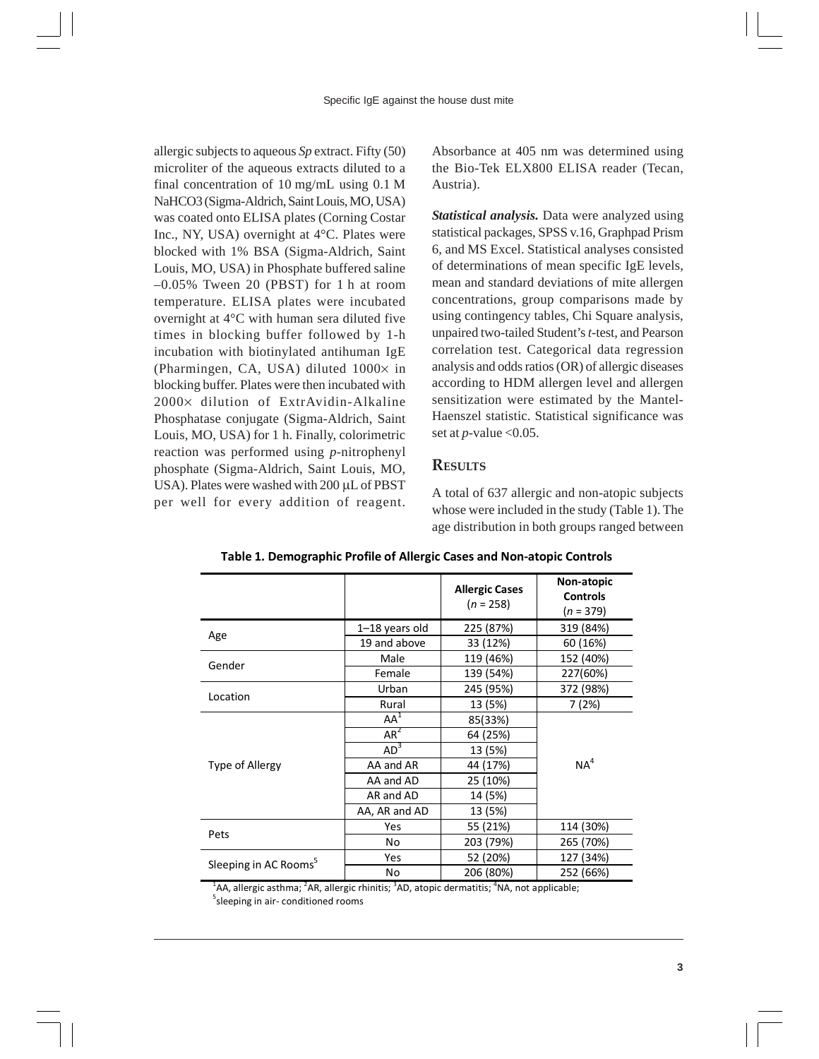allergic subjects to aqueous *Sp* extract. Fifty (50) microliter of the aqueous extracts diluted to a final concentration of 10 mg/mL using 0.1 M $NaHCO_3$ (Sigma-Aldrich, Saint Louis, MO, USA) was coated onto ELISA plates (Corning Costar Inc., NY, USA) overnight at 4°C. Plates were blocked with 1% BSA (Sigma-Aldrich, Saint Louis, MO, USA) in Phosphate buffered saline –0.05% Tween 20 (PBST) for 1 h at room temperature. ELISA plates were incubated overnight at 4°C with human sera diluted five times in blocking buffer followed by 1-h incubation with biotinylated antihuman IgE (Pharmingen, CA, USA) diluted 1000× in blocking buffer. Plates were then incubated with 2000× dilution of ExtrAvidin-Alkaline Phosphatase conjugate (Sigma-Aldrich, Saint Louis, MO, USA) for 1 h. Finally, colorimetric reaction was performed using *p*-nitrophenyl phosphate (Sigma-Aldrich, Saint Louis, MO, USA). Plates were washed with 200 μL of PBST per well for every addition of reagent. Absorbance at 405 nm was determined using the Bio-Tek ELX800 ELISA reader (Tecan, Austria).

***Statistical analysis.*** Data were analyzed using statistical packages, SPSS v.16, Graphpad Prism 6, and MS Excel. Statistical analyses consisted of determinations of mean specific IgE levels, mean and standard deviations of mite allergen concentrations, group comparisons made by using contingency tables, Chi Square analysis, unpaired two-tailed Student's *t*-test, and Pearson correlation test. Categorical data regression analysis and odds ratios (OR) of allergic diseases according to HDM allergen level and allergen sensitization were estimated by the Mantel-Haenszel statistic. Statistical significance was set at *p*-value $<0.05$.

## Results

A total of 637 allergic and non-atopic subjects whose were included in the study (Table 1). The age distribution in both groups ranged between

**Table 1. Demographic Profile of Allergic Cases and Non-atopic Controls**

| | | Allergic Cases (*n* = 258) | Non-atopic Controls (*n* = 379) |
|---|---|---|---|
| Age | 1–18 years old | 225 (87%) | 319 (84%) |
| | 19 and above | 33 (12%) | 60 (16%) |
| Gender | Male | 119 (46%) | 152 (40%) |
| | Female | 139 (54%) | 227(60%) |
| Location | Urban | 245 (95%) | 372 (98%) |
| | Rural | 13 (5%) | 7 (2%) |
| Type of Allergy | AA[1] | 85(33%) | NA[4] |
| | AR[2] | 64 (25%) | |
| | AD[3] | 13 (5%) | |
| | AA and AR | 44 (17%) | |
| | AA and AD | 25 (10%) | |
| | AR and AD | 14 (5%) | |
| | AA, AR and AD | 13 (5%) | |
| Pets | Yes | 55 (21%) | 114 (30%) |
| | No | 203 (79%) | 265 (70%) |
| Sleeping in AC Rooms[5] | Yes | 52 (20%) | 127 (34%) |
| | No | 206 (80%) | 252 (66%) |

[1]AA, allergic asthma; [2]AR, allergic rhinitis; [3]AD, atopic dermatitis; [4]NA, not applicable;
[5]sleeping in air- conditioned rooms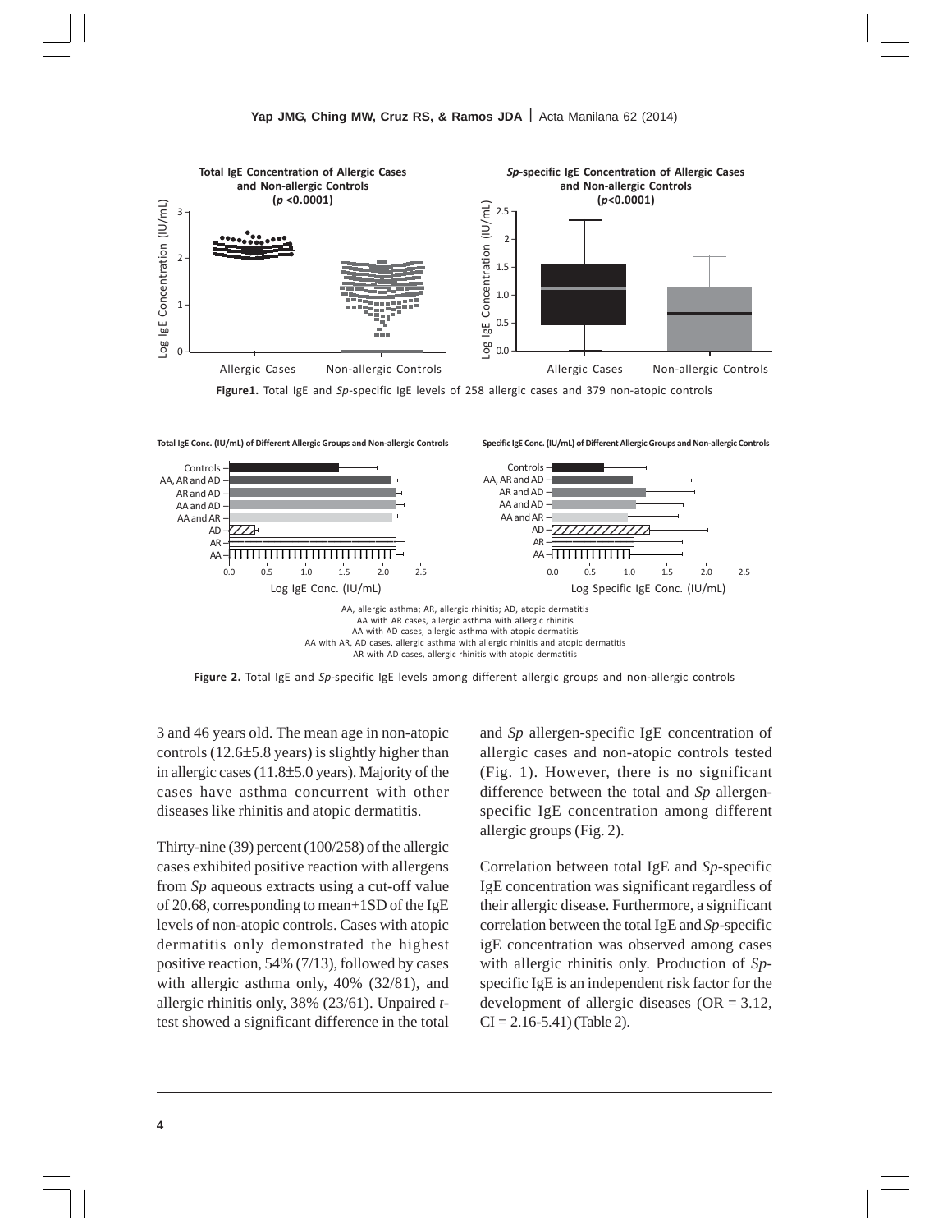Figure1. Total IgE and *Sp*-specific IgE levels of 258 allergic cases and 379 non-atopic controls

AA, allergic asthma; AR, allergic rhinitis; AD, atopic dermatitis
AA with AR cases, allergic asthma with allergic rhinitis
AA with AD cases, allergic asthma with atopic dermatitis
AA with AR, AD cases, allergic asthma with allergic rhinitis and atopic dermatitis
AR with AD cases, allergic rhinitis with atopic dermatitis

**Figure 2.** Total IgE and *Sp*-specific IgE levels among different allergic groups and non-allergic controls

3 and 46 years old. The mean age in non-atopic controls (12.6±5.8 years) is slightly higher than in allergic cases (11.8±5.0 years). Majority of the cases have asthma concurrent with other diseases like rhinitis and atopic dermatitis.

Thirty-nine (39) percent (100/258) of the allergic cases exhibited positive reaction with allergens from *Sp* aqueous extracts using a cut-off value of 20.68, corresponding to mean+1SD of the IgE levels of non-atopic controls. Cases with atopic dermatitis only demonstrated the highest positive reaction, 54% (7/13), followed by cases with allergic asthma only, 40% (32/81), and allergic rhinitis only, 38% (23/61). Unpaired *t*-test showed a significant difference in the total and *Sp* allergen-specific IgE concentration of allergic cases and non-atopic controls tested (Fig. 1). However, there is no significant difference between the total and *Sp* allergen-specific IgE concentration among different allergic groups (Fig. 2).

Correlation between total IgE and *Sp*-specific IgE concentration was significant regardless of their allergic disease. Furthermore, a significant correlation between the total IgE and *Sp*-specific igE concentration was observed among cases with allergic rhinitis only. Production of *Sp*-specific IgE is an independent risk factor for the development of allergic diseases (OR = 3.12, CI = 2.16-5.41) (Table 2).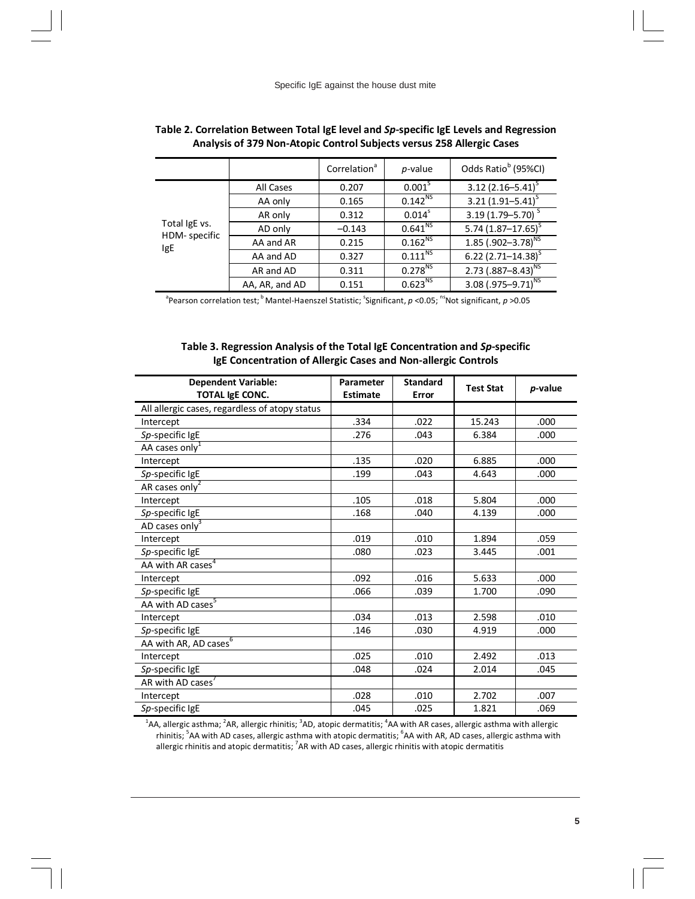**Table 2. Correlation Between Total IgE level and *Sp*-specific IgE Levels and Regression Analysis of 379 Non-Atopic Control Subjects versus 258 Allergic Cases**

| | | Correlation[a] | *p*-value | Odds Ratio[b] (95%CI) |
|---|---|---|---|---|
| Total IgE vs. HDM- specific IgE | All Cases | 0.207 | 0.001[S] | 3.12 (2.16–5.41)[S] |
| | AA only | 0.165 | 0.142[NS] | 3.21 (1.91–5.41)[S] |
| | AR only | 0.312 | 0.014[s] | 3.19 (1.79–5.70)[S] |
| | AD only | –0.143 | 0.641[NS] | 5.74 (1.87–17.65)[S] |
| | AA and AR | 0.215 | 0.162[NS] | 1.85 (.902–3.78)[NS] |
| | AA and AD | 0.327 | 0.111[NS] | 6.22 (2.71–14.38)[S] |
| | AR and AD | 0.311 | 0.278[NS] | 2.73 (.887–8.43)[NS] |
| | AA, AR, and AD | 0.151 | 0.623[NS] | 3.08 (.975–9.71)[NS] |

[a]Pearson correlation test; [b] Mantel-Haenszel Statistic; [S]Significant, $p < 0.05$; [ns]Not significant, $p > 0.05$

**Table 3. Regression Analysis of the Total IgE Concentration and *Sp*-specific IgE Concentration of Allergic Cases and Non-allergic Controls**

| Dependent Variable: TOTAL IgE CONC. | Parameter Estimate | Standard Error | Test Stat | *p*-value |
|---|---|---|---|---|
| All allergic cases, regardless of atopy status | | | | |
| Intercept | .334 | .022 | 15.243 | .000 |
| *Sp*-specific IgE | .276 | .043 | 6.384 | .000 |
| AA cases only[1] | | | | |
| Intercept | .135 | .020 | 6.885 | .000 |
| *Sp*-specific IgE | .199 | .043 | 4.643 | .000 |
| AR cases only[2] | | | | |
| Intercept | .105 | .018 | 5.804 | .000 |
| *Sp*-specific IgE | .168 | .040 | 4.139 | .000 |
| AD cases only[3] | | | | |
| Intercept | .019 | .010 | 1.894 | .059 |
| *Sp*-specific IgE | .080 | .023 | 3.445 | .001 |
| AA with AR cases[4] | | | | |
| Intercept | .092 | .016 | 5.633 | .000 |
| *Sp*-specific IgE | .066 | .039 | 1.700 | .090 |
| AA with AD cases[5] | | | | |
| Intercept | .034 | .013 | 2.598 | .010 |
| *Sp*-specific IgE | .146 | .030 | 4.919 | .000 |
| AA with AR, AD cases[6] | | | | |
| Intercept | .025 | .010 | 2.492 | .013 |
| *Sp*-specific IgE | .048 | .024 | 2.014 | .045 |
| AR with AD cases[7] | | | | |
| Intercept | .028 | .010 | 2.702 | .007 |
| *Sp*-specific IgE | .045 | .025 | 1.821 | .069 |

[1]AA, allergic asthma; [2]AR, allergic rhinitis; [3]AD, atopic dermatitis; [4]AA with AR cases, allergic asthma with allergic rhinitis; [5]AA with AD cases, allergic asthma with atopic dermatitis; [6]AA with AR, AD cases, allergic asthma with allergic rhinitis and atopic dermatitis; [7]AR with AD cases, allergic rhinitis with atopic dermatitis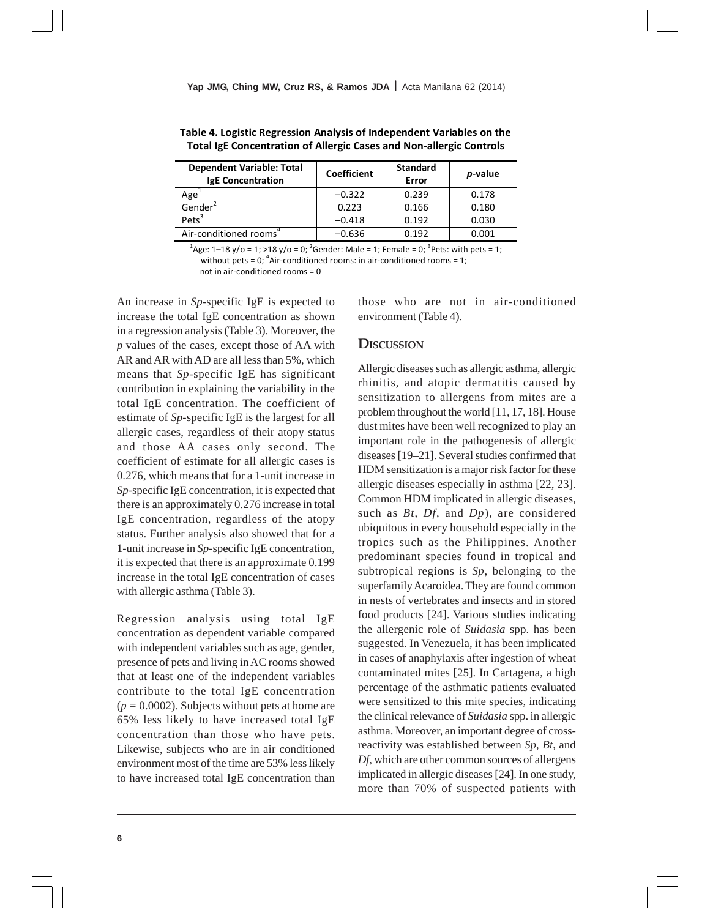**Table 4. Logistic Regression Analysis of Independent Variables on the Total IgE Concentration of Allergic Cases and Non-allergic Controls**

| Dependent Variable: Total IgE Concentration | Coefficient | Standard Error | *p*-value |
|---|---|---|---|
| Age[1] | –0.322 | 0.239 | 0.178 |
| Gender[2] | 0.223 | 0.166 | 0.180 |
| Pets[3] | –0.418 | 0.192 | 0.030 |
| Air-conditioned rooms[4] | –0.636 | 0.192 | 0.001 |

[1]Age: 1–18 y/o = 1; >18 y/o = 0; [2]Gender: Male = 1; Female = 0; [3]Pets: with pets = 1; without pets = 0; [4]Air-conditioned rooms: in air-conditioned rooms = 1; not in air-conditioned rooms = 0

An increase in *Sp*-specific IgE is expected to increase the total IgE concentration as shown in a regression analysis (Table 3). Moreover, the *p* values of the cases, except those of AA with AR and AR with AD are all less than 5%, which means that *Sp*-specific IgE has significant contribution in explaining the variability in the total IgE concentration. The coefficient of estimate of *Sp*-specific IgE is the largest for all allergic cases, regardless of their atopy status and those AA cases only second. The coefficient of estimate for all allergic cases is 0.276, which means that for a 1-unit increase in *Sp*-specific IgE concentration, it is expected that there is an approximately 0.276 increase in total IgE concentration, regardless of the atopy status. Further analysis also showed that for a 1-unit increase in *Sp*-specific IgE concentration, it is expected that there is an approximate 0.199 increase in the total IgE concentration of cases with allergic asthma (Table 3).

Regression analysis using total IgE concentration as dependent variable compared with independent variables such as age, gender, presence of pets and living in AC rooms showed that at least one of the independent variables contribute to the total IgE concentration ($p = 0.0002$). Subjects without pets at home are 65% less likely to have increased total IgE concentration than those who have pets. Likewise, subjects who are in air conditioned environment most of the time are 53% less likely to have increased total IgE concentration than those who are not in air-conditioned environment (Table 4).

## Discussion

Allergic diseases such as allergic asthma, allergic rhinitis, and atopic dermatitis caused by sensitization to allergens from mites are a problem throughout the world [11, 17, 18]. House dust mites have been well recognized to play an important role in the pathogenesis of allergic diseases [19–21]. Several studies confirmed that HDM sensitization is a major risk factor for these allergic diseases especially in asthma [22, 23]. Common HDM implicated in allergic diseases, such as *Bt*, *Df*, and *Dp*), are considered ubiquitous in every household especially in the tropics such as the Philippines. Another predominant species found in tropical and subtropical regions is *Sp*, belonging to the superfamily Acaroidea. They are found common in nests of vertebrates and insects and in stored food products [24]. Various studies indicating the allergenic role of *Suidasia* spp. has been suggested. In Venezuela, it has been implicated in cases of anaphylaxis after ingestion of wheat contaminated mites [25]. In Cartagena, a high percentage of the asthmatic patients evaluated were sensitized to this mite species, indicating the clinical relevance of *Suidasia* spp. in allergic asthma. Moreover, an important degree of cross-reactivity was established between *Sp*, *Bt*, and *Df*, which are other common sources of allergens implicated in allergic diseases [24]. In one study, more than 70% of suspected patients with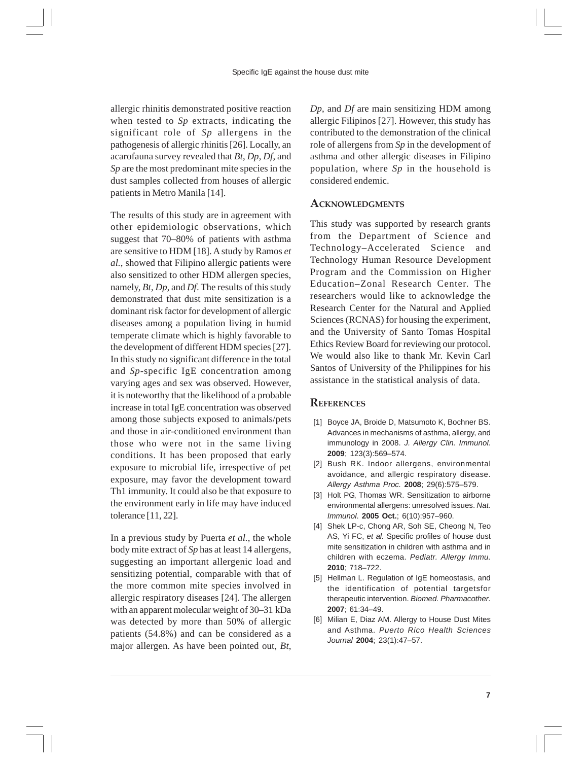allergic rhinitis demonstrated positive reaction when tested to *Sp* extracts, indicating the significant role of *Sp* allergens in the pathogenesis of allergic rhinitis [26]. Locally, an acarofauna survey revealed that *Bt*, *Dp*, *Df*, and *Sp* are the most predominant mite species in the dust samples collected from houses of allergic patients in Metro Manila [14].

The results of this study are in agreement with other epidemiologic observations, which suggest that 70–80% of patients with asthma are sensitive to HDM [18]. A study by Ramos *et al.*, showed that Filipino allergic patients were also sensitized to other HDM allergen species, namely, *Bt*, *Dp*, and *Df*. The results of this study demonstrated that dust mite sensitization is a dominant risk factor for development of allergic diseases among a population living in humid temperate climate which is highly favorable to the development of different HDM species [27]. In this study no significant difference in the total and *Sp*-specific IgE concentration among varying ages and sex was observed. However, it is noteworthy that the likelihood of a probable increase in total IgE concentration was observed among those subjects exposed to animals/pets and those in air-conditioned environment than those who were not in the same living conditions. It has been proposed that early exposure to microbial life, irrespective of pet exposure, may favor the development toward Th1 immunity. It could also be that exposure to the environment early in life may have induced tolerance [11, 22].

In a previous study by Puerta *et al.*, the whole body mite extract of *Sp* has at least 14 allergens, suggesting an important allergenic load and sensitizing potential, comparable with that of the more common mite species involved in allergic respiratory diseases [24]. The allergen with an apparent molecular weight of 30–31 kDa was detected by more than 50% of allergic patients (54.8%) and can be considered as a major allergen. As have been pointed out, *Bt*, *Dp*, and *Df* are main sensitizing HDM among allergic Filipinos [27]. However, this study has contributed to the demonstration of the clinical role of allergens from *Sp* in the development of asthma and other allergic diseases in Filipino population, where *Sp* in the household is considered endemic.

## Acknowledgments

This study was supported by research grants from the Department of Science and Technology–Accelerated Science and Technology Human Resource Development Program and the Commission on Higher Education–Zonal Research Center. The researchers would like to acknowledge the Research Center for the Natural and Applied Sciences (RCNAS) for housing the experiment, and the University of Santo Tomas Hospital Ethics Review Board for reviewing our protocol. We would also like to thank Mr. Kevin Carl Santos of University of the Philippines for his assistance in the statistical analysis of data.

## References

[1] Boyce JA, Broide D, Matsumoto K, Bochner BS. Advances in mechanisms of asthma, allergy, and immunology in 2008. *J. Allergy Clin. Immunol.* **2009**; 123(3):569–574.

[2] Bush RK. Indoor allergens, environmental avoidance, and allergic respiratory disease. *Allergy Asthma Proc.* **2008**; 29(6):575–579.

[3] Holt PG, Thomas WR. Sensitization to airborne environmental allergens: unresolved issues. *Nat. Immunol.* **2005 Oct.**; 6(10):957–960.

[4] Shek LP-c, Chong AR, Soh SE, Cheong N, Teo AS, Yi FC, *et al.* Specific profiles of house dust mite sensitization in children with asthma and in children with eczema. *Pediatr. Allergy Immu.* **2010**; 718–722.

[5] Hellman L. Regulation of IgE homeostasis, and the identification of potential targetsfor therapeutic intervention. *Biomed. Pharmacother.* **2007**; 61:34–49.

[6] Milian E, Diaz AM. Allergy to House Dust Mites and Asthma. *Puerto Rico Health Sciences Journal* **2004**; 23(1):47–57.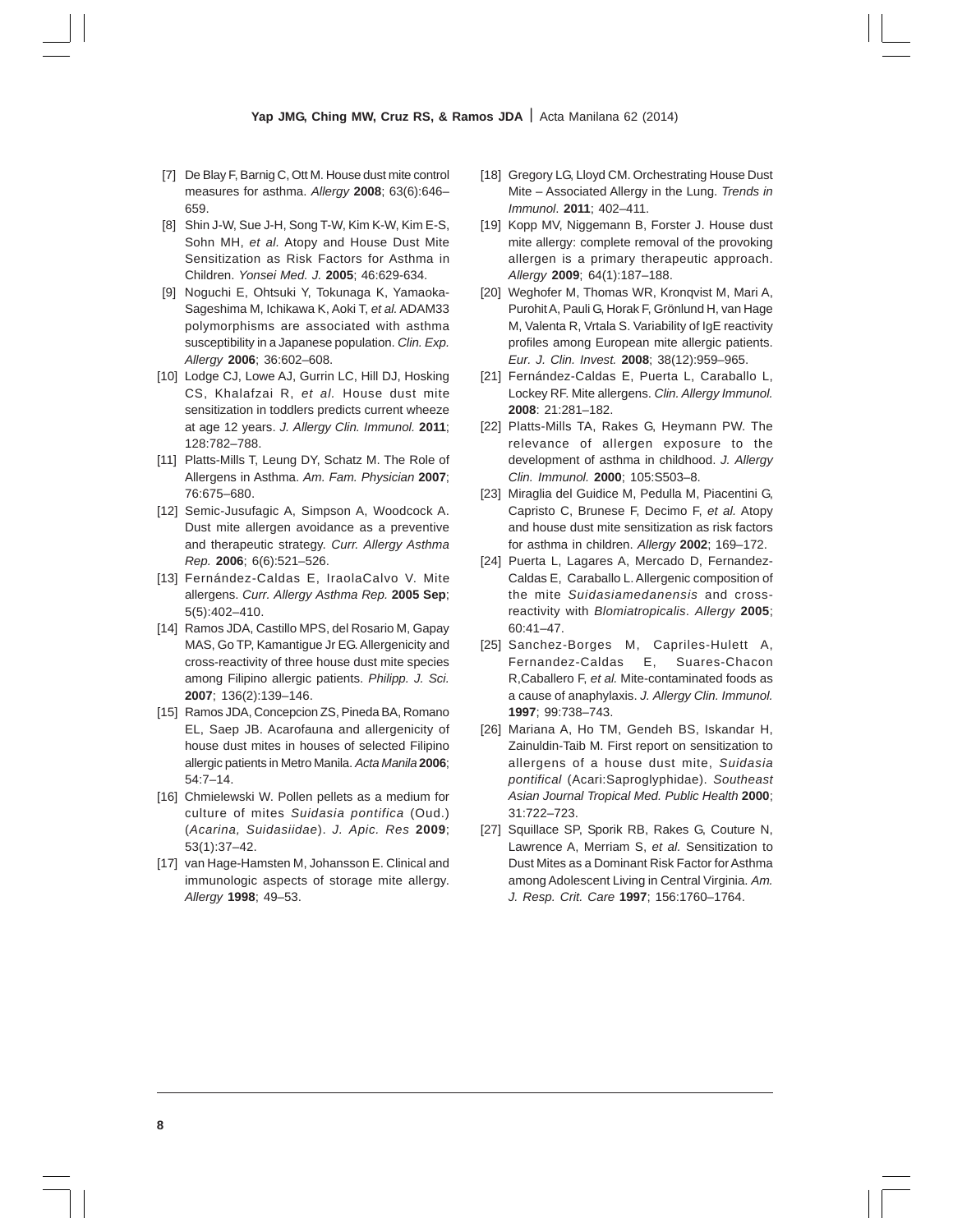[7] De Blay F, Barnig C, Ott M. House dust mite control measures for asthma. *Allergy* **2008**; 63(6):646–659.

[8] Shin J-W, Sue J-H, Song T-W, Kim K-W, Kim E-S, Sohn MH, *et al.* Atopy and House Dust Mite Sensitization as Risk Factors for Asthma in Children. *Yonsei Med. J.* **2005**; 46:629-634.

[9] Noguchi E, Ohtsuki Y, Tokunaga K, Yamaoka-Sageshima M, Ichikawa K, Aoki T, *et al.* ADAM33 polymorphisms are associated with asthma susceptibility in a Japanese population. *Clin. Exp. Allergy* **2006**; 36:602–608.

[10] Lodge CJ, Lowe AJ, Gurrin LC, Hill DJ, Hosking CS, Khalafzai R, *et al.* House dust mite sensitization in toddlers predicts current wheeze at age 12 years. *J. Allergy Clin. Immunol.* **2011**; 128:782–788.

[11] Platts-Mills T, Leung DY, Schatz M. The Role of Allergens in Asthma. *Am. Fam. Physician* **2007**; 76:675–680.

[12] Semic-Jusufagic A, Simpson A, Woodcock A. Dust mite allergen avoidance as a preventive and therapeutic strategy. *Curr. Allergy Asthma Rep.* **2006**; 6(6):521–526.

[13] Fernández-Caldas E, IraolaCalvo V. Mite allergens. *Curr. Allergy Asthma Rep.* **2005 Sep**; 5(5):402–410.

[14] Ramos JDA, Castillo MPS, del Rosario M, Gapay MAS, Go TP, Kamantigue Jr EG. Allergenicity and cross-reactivity of three house dust mite species among Filipino allergic patients. *Philipp. J. Sci.* **2007**; 136(2):139–146.

[15] Ramos JDA, Concepcion ZS, Pineda BA, Romano EL, Saep JB. Acarofauna and allergenicity of house dust mites in houses of selected Filipino allergic patients in Metro Manila. *Acta Manila* **2006**; 54:7–14.

[16] Chmielewski W. Pollen pellets as a medium for culture of mites *Suidasia pontifica* (Oud.) (*Acarina, Suidasiidae*). *J. Apic. Res* **2009**; 53(1):37–42.

[17] van Hage-Hamsten M, Johansson E. Clinical and immunologic aspects of storage mite allergy. *Allergy* **1998**; 49–53.

[18] Gregory LG, Lloyd CM. Orchestrating House Dust Mite – Associated Allergy in the Lung. *Trends in Immunol.* **2011**; 402–411.

[19] Kopp MV, Niggemann B, Forster J. House dust mite allergy: complete removal of the provoking allergen is a primary therapeutic approach. *Allergy* **2009**; 64(1):187–188.

[20] Weghofer M, Thomas WR, Kronqvist M, Mari A, Purohit A, Pauli G, Horak F, Grönlund H, van Hage M, Valenta R, Vrtala S. Variability of IgE reactivity profiles among European mite allergic patients. *Eur. J. Clin. Invest.* **2008**; 38(12):959–965.

[21] Fernández-Caldas E, Puerta L, Caraballo L, Lockey RF. Mite allergens. *Clin. Allergy Immunol.* **2008**: 21:281–182.

[22] Platts-Mills TA, Rakes G, Heymann PW. The relevance of allergen exposure to the development of asthma in childhood. *J. Allergy Clin. Immunol.* **2000**; 105:S503–8.

[23] Miraglia del Guidice M, Pedulla M, Piacentini G, Capristo C, Brunese F, Decimo F, *et al.* Atopy and house dust mite sensitization as risk factors for asthma in children. *Allergy* **2002**; 169–172.

[24] Puerta L, Lagares A, Mercado D, Fernandez-Caldas E, Caraballo L. Allergenic composition of the mite *Suidasiamedanensis* and cross-reactivity with *Blomiatropicalis*. *Allergy* **2005**; 60:41–47.

[25] Sanchez-Borges M, Capriles-Hulett A, Fernandez-Caldas E, Suares-Chacon R,Caballero F, *et al.* Mite-contaminated foods as a cause of anaphylaxis. *J. Allergy Clin. Immunol.* **1997**; 99:738–743.

[26] Mariana A, Ho TM, Gendeh BS, Iskandar H, Zainuldin-Taib M. First report on sensitization to allergens of a house dust mite, *Suidasia pontifical* (Acari:Saproglyphidae). *Southeast Asian Journal Tropical Med. Public Health* **2000**; 31:722–723.

[27] Squillace SP, Sporik RB, Rakes G, Couture N, Lawrence A, Merriam S, *et al.* Sensitization to Dust Mites as a Dominant Risk Factor for Asthma among Adolescent Living in Central Virginia. *Am. J. Resp. Crit. Care* **1997**; 156:1760–1764.